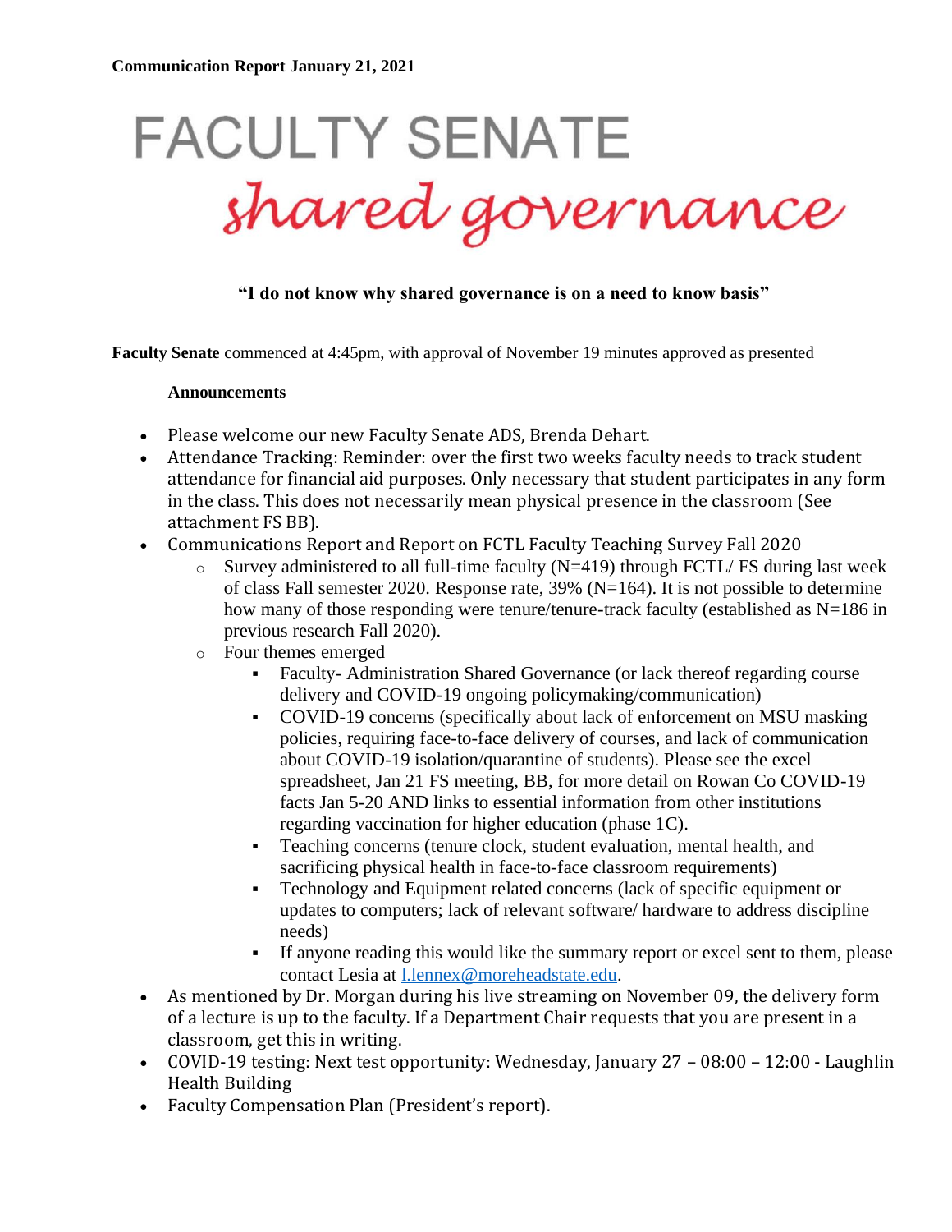**Communication Report January 21, 2021**

# FACULTY SENATE

## shared governance

**"I do not know why shared governance is on a need to know basis"**

**Faculty Senate** commenced at 4:45pm, with approval of November 19 minutes approved as presented

**Announcements**

- Please welcome our new Faculty Senate ADS, Brenda Dehart.
- Attendance Tracking: Reminder: over the first two weeks faculty needs to track student attendance for financial aid purposes. Only necessary that student participates in any form in the class. This does not necessarily mean physical presence in the classroom (See attachment FS BB).
- Communications Report and Report on FCTL Faculty Teaching Survey Fall 2020
    - Survey administered to all full-time faculty (N=419) through FCTL/ FS during last week of class Fall semester 2020. Response rate, 39% (N=164). It is not possible to determine how many of those responding were tenure/tenure-track faculty (established as N=186 in previous research Fall 2020).
    - Four themes emerged
        - Faculty- Administration Shared Governance (or lack thereof regarding course delivery and COVID-19 ongoing policymaking/communication)
        - COVID-19 concerns (specifically about lack of enforcement on MSU masking policies, requiring face-to-face delivery of courses, and lack of communication about COVID-19 isolation/quarantine of students). Please see the excel spreadsheet, Jan 21 FS meeting, BB, for more detail on Rowan Co COVID-19 facts Jan 5-20 AND links to essential information from other institutions regarding vaccination for higher education (phase 1C).
        - Teaching concerns (tenure clock, student evaluation, mental health, and sacrificing physical health in face-to-face classroom requirements)
        - Technology and Equipment related concerns (lack of specific equipment or updates to computers; lack of relevant software/ hardware to address discipline needs)
        - If anyone reading this would like the summary report or excel sent to them, please contact Lesia at [l.lennex@moreheadstate.edu](mailto:l.lennex@moreheadstate.edu).
- As mentioned by Dr. Morgan during his live streaming on November 09, the delivery form of a lecture is up to the faculty. If a Department Chair requests that you are present in a classroom, get this in writing.
- COVID-19 testing: Next test opportunity: Wednesday, January 27 – 08:00 – 12:00 - Laughlin Health Building
- Faculty Compensation Plan (President's report).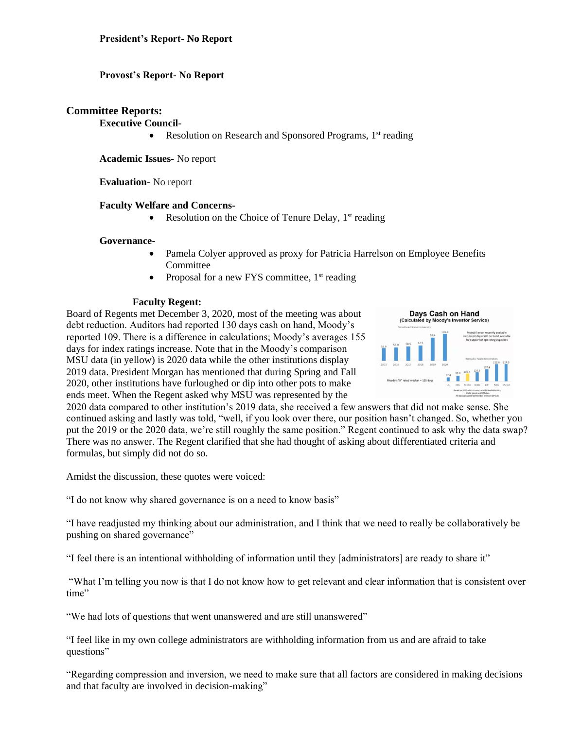**President's Report- No Report**

**Provost's Report- No Report**

## Committee Reports:

**Executive Council-**

- Resolution on Research and Sponsored Programs, 1st reading

**Academic Issues-** No report

**Evaluation-** No report

**Faculty Welfare and Concerns-**

- Resolution on the Choice of Tenure Delay, 1st reading

**Governance-**

- Pamela Colyer approved as proxy for Patricia Harrelson on Employee Benefits Committee
- Proposal for a new FYS committee, 1st reading

**Faculty Regent:**

Board of Regents met December 3, 2020, most of the meeting was about debt reduction. Auditors had reported 130 days cash on hand, Moody's reported 109. There is a difference in calculations; Moody's averages 155 days for index ratings increase. Note that in the Moody's comparison MSU data (in yellow) is 2020 data while the other institutions display 2019 data. President Morgan has mentioned that during Spring and Fall 2020, other institutions have furloughed or dip into other pots to make ends meet. When the Regent asked why MSU was represented by the 2020 data compared to other institution's 2019 data, she received a few answers that did not make sense. She continued asking and lastly was told, "well, if you look over there, our position hasn't changed. So, whether you put the 2019 or the 2020 data, we're still roughly the same position." Regent continued to ask why the data swap? There was no answer. The Regent clarified that she had thought of asking about differentiated criteria and formulas, but simply did not do so.

Amidst the discussion, these quotes were voiced:

"I do not know why shared governance is on a need to know basis"

"I have readjusted my thinking about our administration, and I think that we need to really be collaboratively be pushing on shared governance"

"I feel there is an intentional withholding of information until they [administrators] are ready to share it"

"What I'm telling you now is that I do not know how to get relevant and clear information that is consistent over time"

"We had lots of questions that went unanswered and are still unanswered"

"I feel like in my own college administrators are withholding information from us and are afraid to take questions"

"Regarding compression and inversion, we need to make sure that all factors are considered in making decisions and that faculty are involved in decision-making"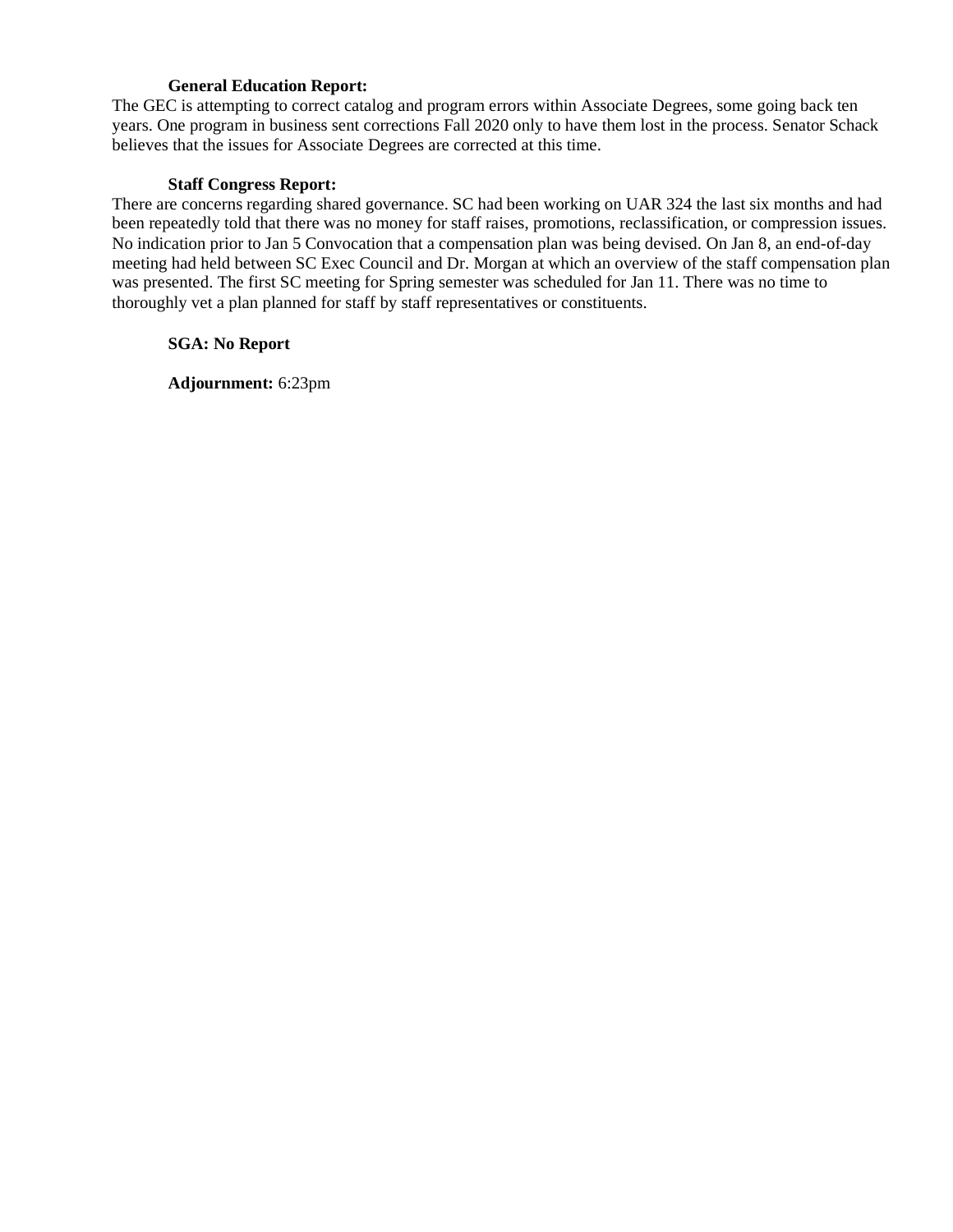**General Education Report:**

The GEC is attempting to correct catalog and program errors within Associate Degrees, some going back ten years. One program in business sent corrections Fall 2020 only to have them lost in the process. Senator Schack believes that the issues for Associate Degrees are corrected at this time.

**Staff Congress Report:**

There are concerns regarding shared governance. SC had been working on UAR 324 the last six months and had been repeatedly told that there was no money for staff raises, promotions, reclassification, or compression issues. No indication prior to Jan 5 Convocation that a compensation plan was being devised. On Jan 8, an end-of-day meeting had held between SC Exec Council and Dr. Morgan at which an overview of the staff compensation plan was presented. The first SC meeting for Spring semester was scheduled for Jan 11. There was no time to thoroughly vet a plan planned for staff by staff representatives or constituents.

**SGA: No Report**

**Adjournment:** 6:23pm